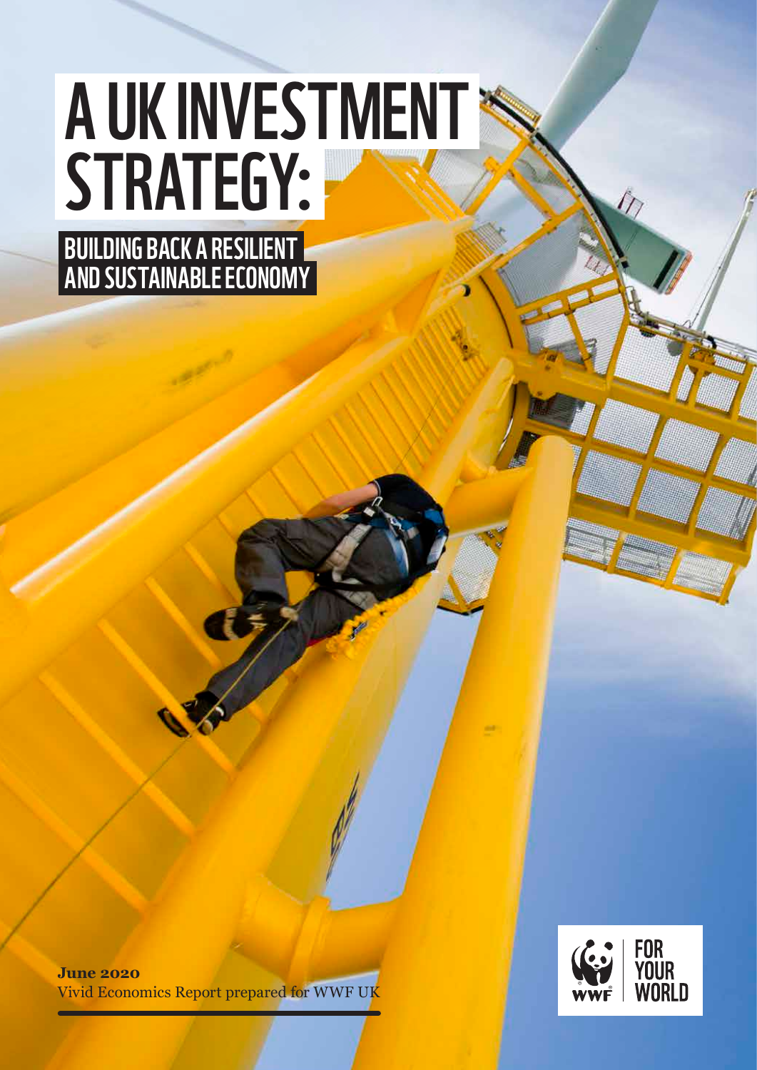# A UK INVESTMENT STRATEGY:

## BUILDING BACK A RESILIENT AND SUSTAINABLE ECONOMY

**June 2020**
Vivid Economics Report prepared for WWF UK

WWF FOR YOUR WORLD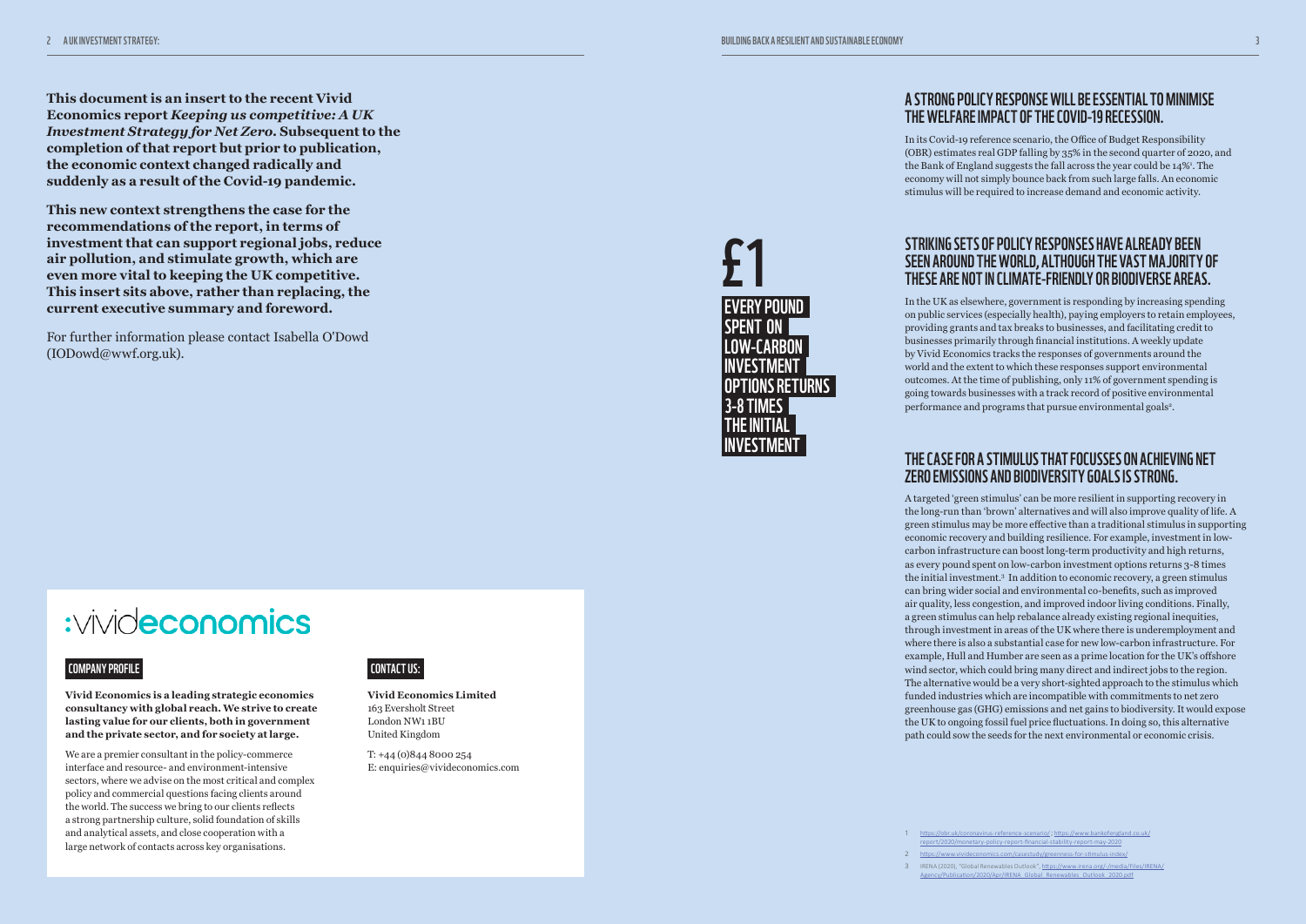**This document is an insert to the recent Vivid Economics report *Keeping us competitive: A UK Investment Strategy for Net Zero*. Subsequent to the completion of that report but prior to publication, the economic context changed radically and suddenly as a result of the Covid-19 pandemic.**

**This new context strengthens the case for the recommendations of the report, in terms of investment that can support regional jobs, reduce air pollution, and stimulate growth, which are even more vital to keeping the UK competitive. This insert sits above, rather than replacing, the current executive summary and foreword.**

For further information please contact Isabella O'Dowd (IODowd@wwf.org.uk).

## A STRONG POLICY RESPONSE WILL BE ESSENTIAL TO MINIMISE THE WELFARE IMPACT OF THE COVID-19 RECESSION.

In its Covid-19 reference scenario, the Office of Budget Responsibility (OBR) estimates real GDP falling by 35% in the second quarter of 2020, and the Bank of England suggests the fall across the year could be 14%[1]. The economy will not simply bounce back from such large falls. An economic stimulus will be required to increase demand and economic activity.

## STRIKING SETS OF POLICY RESPONSES HAVE ALREADY BEEN SEEN AROUND THE WORLD, ALTHOUGH THE VAST MAJORITY OF THESE ARE NOT IN CLIMATE-FRIENDLY OR BIODIVERSE AREAS.

In the UK as elsewhere, government is responding by increasing spending on public services (especially health), paying employers to retain employees, providing grants and tax breaks to businesses, and facilitating credit to businesses primarily through financial institutions. A weekly update by Vivid Economics tracks the responses of governments around the world and the extent to which these responses support environmental outcomes. At the time of publishing, only 11% of government spending is going towards businesses with a track record of positive environmental performance and programs that pursue environmental goals[2].

**£1**

**EVERY POUND SPENT ON LOW-CARBON INVESTMENT OPTIONS RETURNS 3-8 TIMES THE INITIAL INVESTMENT**

## THE CASE FOR A STIMULUS THAT FOCUSSES ON ACHIEVING NET ZERO EMISSIONS AND BIODIVERSITY GOALS IS STRONG.

A targeted 'green stimulus' can be more resilient in supporting recovery in the long-run than 'brown' alternatives and will also improve quality of life. A green stimulus may be more effective than a traditional stimulus in supporting economic recovery and building resilience. For example, investment in low-carbon infrastructure can boost long-term productivity and high returns, as every pound spent on low-carbon investment options returns 3-8 times the initial investment.[3] In addition to economic recovery, a green stimulus can bring wider social and environmental co-benefits, such as improved air quality, less congestion, and improved indoor living conditions. Finally, a green stimulus can help rebalance already existing regional inequities, through investment in areas of the UK where there is underemployment and where there is also a substantial case for new low-carbon infrastructure. For example, Hull and Humber are seen as a prime location for the UK's offshore wind sector, which could bring many direct and indirect jobs to the region. The alternative would be a very short-sighted approach to the stimulus which funded industries which are incompatible with commitments to net zero greenhouse gas (GHG) emissions and net gains to biodiversity. It would expose the UK to ongoing fossil fuel price fluctuations. In doing so, this alternative path could sow the seeds for the next environmental or economic crisis.

1 https://obr.uk/coronavirus-reference-scenario/; https://www.bankofengland.co.uk/report/2020/monetary-policy-report-financial-stability-report-may-2020

2 https://www.vivideconomics.com/casestudy/greenness-for-stimulus-index/

3 IRENA (2020), "Global Renewables Outlook": https://www.irena.org/-/media/Files/IRENA/Agency/Publication/2020/Apr/IRENA_Global_Renewables_Outlook_2020.pdf

# :vivideconomics

## COMPANY PROFILE

**Vivid Economics is a leading strategic economics consultancy with global reach. We strive to create lasting value for our clients, both in government and the private sector, and for society at large.**

We are a premier consultant in the policy-commerce interface and resource- and environment-intensive sectors, where we advise on the most critical and complex policy and commercial questions facing clients around the world. The success we bring to our clients reflects a strong partnership culture, solid foundation of skills and analytical assets, and close cooperation with a large network of contacts across key organisations.

## CONTACT US:

**Vivid Economics Limited**
163 Eversholt Street
London NW1 1BU
United Kingdom

T: +44 (0)844 8000 254
E: enquiries@vivideconomics.com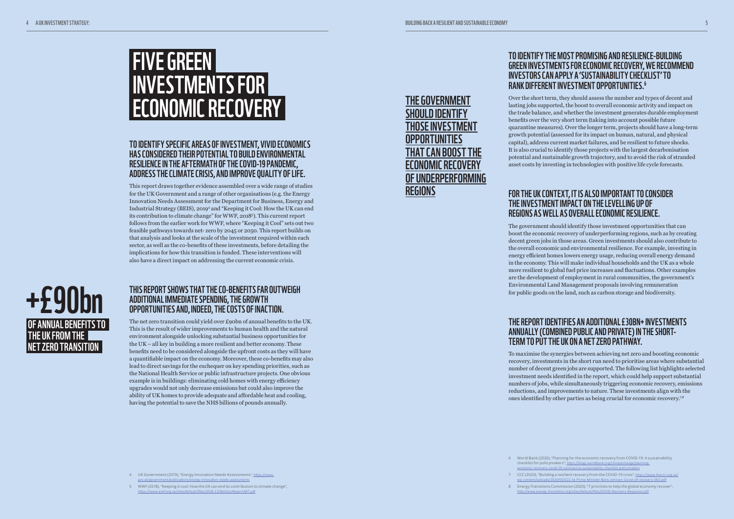# FIVE GREEN INVESTMENTS FOR ECONOMIC RECOVERY

## TO IDENTIFY SPECIFIC AREAS OF INVESTMENT, VIVID ECONOMICS HAS CONSIDERED THEIR POTENTIAL TO BUILD ENVIRONMENTAL RESILIENCE IN THE AFTERMATH OF THE COVID-19 PANDEMIC, ADDRESS THE CLIMATE CRISIS, AND IMPROVE QUALITY OF LIFE.

This report draws together evidence assembled over a wide range of studies for the UK Government and a range of other organisations (e.g. the Energy Innovation Needs Assessment for the Department for Business, Energy and Industrial Strategy (BEIS), 2019[4] and "Keeping it Cool: How the UK can end its contribution to climate change" for WWF, 2018[5]). This current report follows from the earlier work for WWF, where "Keeping it Cool" sets out two feasible pathways towards net- zero by 2045 or 2050. This report builds on that analysis and looks at the scale of the investment required within each sector, as well as the co-benefits of these investments, before detailing the implications for how this transition is funded. These interventions will also have a direct impact on addressing the current economic crisis.

**+£90bn**

**OF ANNUAL BENEFITS TO THE UK FROM THE NET ZERO TRANSITION**

## THIS REPORT SHOWS THAT THE CO-BENEFITS FAR OUTWEIGH ADDITIONAL IMMEDIATE SPENDING, THE GROWTH OPPORTUNITIES AND, INDEED, THE COSTS OF INACTION.

The net zero transition could yield over £90bn of annual benefits to the UK. This is the result of wider improvements to human health and the natural environment alongside unlocking substantial business opportunities for the UK – all key in building a more resilient and better economy. These benefits need to be considered alongside the upfront costs as they will have a quantifiable impact on the economy. Moreover, these co-benefits may also lead to direct savings for the exchequer on key spending priorities, such as the National Health Service or public infrastructure projects. One obvious example is in buildings: eliminating cold homes with energy efficiency upgrades would not only decrease emissions but could also improve the ability of UK homes to provide adequate and affordable heat and cooling, having the potential to save the NHS billions of pounds annually.

**THE GOVERNMENT SHOULD IDENTIFY THOSE INVESTMENT OPPORTUNITIES THAT CAN BOOST THE ECONOMIC RECOVERY OF UNDERPERFORMING REGIONS**

## TO IDENTIFY THE MOST PROMISING AND RESILIENCE-BUILDING GREEN INVESTMENTS FOR ECONOMIC RECOVERY, WE RECOMMEND INVESTORS CAN APPLY A 'SUSTAINABILITY CHECKLIST' TO RANK DIFFERENT INVESTMENT OPPORTUNITIES.[6]

Over the short term, they should assess the number and types of decent and lasting jobs supported, the boost to overall economic activity and impact on the trade balance, and whether the investment generates durable employment benefits over the very short term (taking into account possible future quarantine measures). Over the longer term, projects should have a long-term growth potential (assessed for its impact on human, natural, and physical capital), address current market failures, and be resilient to future shocks. It is also crucial to identify those projects with the largest decarbonisation potential and sustainable growth trajectory, and to avoid the risk of stranded asset costs by investing in technologies with positive life cycle forecasts.

## FOR THE UK CONTEXT, IT IS ALSO IMPORTANT TO CONSIDER THE INVESTMENT IMPACT ON THE LEVELLING UP OF REGIONS AS WELL AS OVERALL ECONOMIC RESILIENCE.

The government should identify those investment opportunities that can boost the economic recovery of underperforming regions, such as by creating decent green jobs in those areas. Green investments should also contribute to the overall economic and environmental resilience. For example, investing in energy efficient homes lowers energy usage, reducing overall energy demand in the economy. This will make individual households and the UK as a whole more resilient to global fuel price increases and fluctuations. Other examples are the development of employment in rural communities, the government's Environmental Land Management proposals involving remuneration for public goods on the land, such as carbon storage and biodiversity.

## THE REPORT IDENTIFIES AN ADDITIONAL £30BN+ INVESTMENTS ANNUALLY (COMBINED PUBLIC AND PRIVATE) IN THE SHORT-TERM TO PUT THE UK ON A NET ZERO PATHWAY.

To maximise the synergies between achieving net zero and boosting economic recovery, investments in the short run need to prioritise areas where substantial number of decent green jobs are supported. The following list highlights selected investment needs identified in the report, which could help support substantial numbers of jobs, while simultaneously triggering economic recovery, emissions reductions, and improvements to nature. These investments align with the ones identified by other parties as being crucial for economic recovery.[7,8]

---

4 UK Government (2019), "Energy Innovation Needs Assessments", https://www.gov.uk/government/publications/energy-innovation-needs-assessments

5 WWF (2018), "Keeping it cool: How the UK can end its contribution to climate change", https://www.wwf.org.uk/sites/default/files/2018-11/NetZeroReportART.pdf

6 World Bank (2020), "Planning for the economic recovery from COVID-19: A sustainability checklist for policymakers", https://blogs.worldbank.org/climatechange/planning-economic-recovery-covid-19-coronavirus-sustainability-checklist-policymakers

7 CCC (2020), "Building a resilient recovery from the COVID-19 crisis", https://www.theccc.org.uk/wp-content/uploads/2020/05/CCC-to-Prime-Minister-Boris-Johnson-Covid-19-recovery-002.pdf

8 Energy Transitions Commission (2020), "7 priorities to help the global economy recover", http://www.energy-transitions.org/sites/default/files/COVID-Recovery-Response.pdf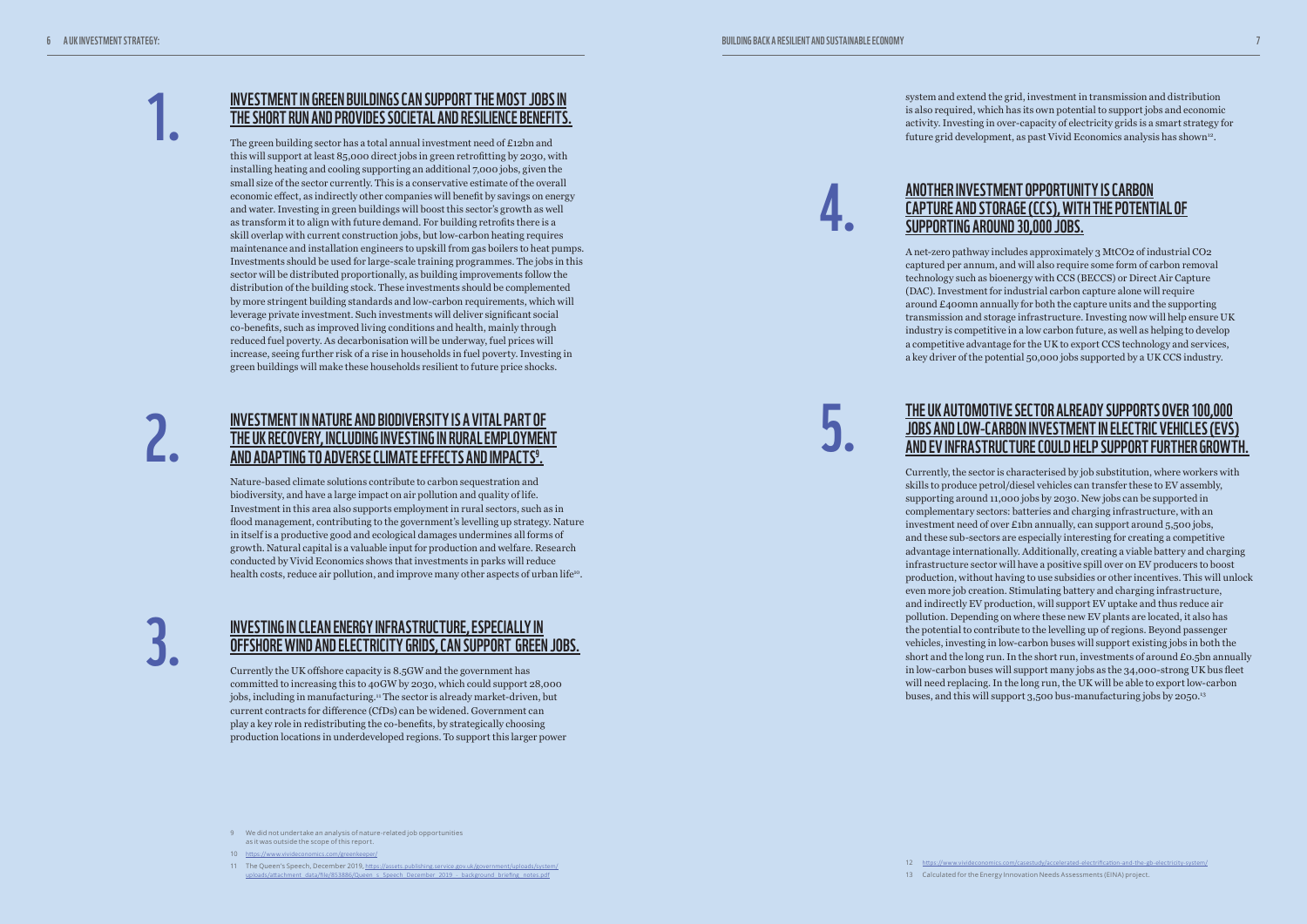## 1. INVESTMENT IN GREEN BUILDINGS CAN SUPPORT THE MOST JOBS IN THE SHORT RUN AND PROVIDES SOCIETAL AND RESILIENCE BENEFITS.

The green building sector has a total annual investment need of £12bn and this will support at least 85,000 direct jobs in green retrofitting by 2030, with installing heating and cooling supporting an additional 7,000 jobs, given the small size of the sector currently. This is a conservative estimate of the overall economic effect, as indirectly other companies will benefit by savings on energy and water. Investing in green buildings will boost this sector's growth as well as transform it to align with future demand. For building retrofits there is a skill overlap with current construction jobs, but low-carbon heating requires maintenance and installation engineers to upskill from gas boilers to heat pumps. Investments should be used for large-scale training programmes. The jobs in this sector will be distributed proportionally, as building improvements follow the distribution of the building stock. These investments should be complemented by more stringent building standards and low-carbon requirements, which will leverage private investment. Such investments will deliver significant social co-benefits, such as improved living conditions and health, mainly through reduced fuel poverty. As decarbonisation will be underway, fuel prices will increase, seeing further risk of a rise in households in fuel poverty. Investing in green buildings will make these households resilient to future price shocks.

## 2. INVESTMENT IN NATURE AND BIODIVERSITY IS A VITAL PART OF THE UK RECOVERY, INCLUDING INVESTING IN RURAL EMPLOYMENT AND ADAPTING TO ADVERSE CLIMATE EFFECTS AND IMPACTS[9].

Nature-based climate solutions contribute to carbon sequestration and biodiversity, and have a large impact on air pollution and quality of life. Investment in this area also supports employment in rural sectors, such as in flood management, contributing to the government's levelling up strategy. Nature in itself is a productive good and ecological damages undermines all forms of growth. Natural capital is a valuable input for production and welfare. Research conducted by Vivid Economics shows that investments in parks will reduce health costs, reduce air pollution, and improve many other aspects of urban life[10].

## 3. INVESTING IN CLEAN ENERGY INFRASTRUCTURE, ESPECIALLY IN OFFSHORE WIND AND ELECTRICITY GRIDS, CAN SUPPORT GREEN JOBS.

Currently the UK offshore capacity is 8.5GW and the government has committed to increasing this to 40GW by 2030, which could support 28,000 jobs, including in manufacturing.[11] The sector is already market-driven, but current contracts for difference (CfDs) can be widened. Government can play a key role in redistributing the co-benefits, by strategically choosing production locations in underdeveloped regions. To support this larger power system and extend the grid, investment in transmission and distribution is also required, which has its own potential to support jobs and economic activity. Investing in over-capacity of electricity grids is a smart strategy for future grid development, as past Vivid Economics analysis has shown[12].

## 4. ANOTHER INVESTMENT OPPORTUNITY IS CARBON CAPTURE AND STORAGE (CCS), WITH THE POTENTIAL OF SUPPORTING AROUND 30,000 JOBS.

A net-zero pathway includes approximately 3 $MtCO_2$ of industrial $CO_2$ captured per annum, and will also require some form of carbon removal technology such as bioenergy with CCS (BECCS) or Direct Air Capture (DAC). Investment for industrial carbon capture alone will require around £400mn annually for both the capture units and the supporting transmission and storage infrastructure. Investing now will help ensure UK industry is competitive in a low carbon future, as well as helping to develop a competitive advantage for the UK to export CCS technology and services, a key driver of the potential 50,000 jobs supported by a UK CCS industry.

## 5. THE UK AUTOMOTIVE SECTOR ALREADY SUPPORTS OVER 100,000 JOBS AND LOW-CARBON INVESTMENT IN ELECTRIC VEHICLES (EVS) AND EV INFRASTRUCTURE COULD HELP SUPPORT FURTHER GROWTH.

Currently, the sector is characterised by job substitution, where workers with skills to produce petrol/diesel vehicles can transfer these to EV assembly, supporting around 11,000 jobs by 2030. New jobs can be supported in complementary sectors: batteries and charging infrastructure, with an investment need of over £1bn annually, can support around 5,500 jobs, and these sub-sectors are especially interesting for creating a competitive advantage internationally. Additionally, creating a viable battery and charging infrastructure sector will have a positive spill over on EV producers to boost production, without having to use subsidies or other incentives. This will unlock even more job creation. Stimulating battery and charging infrastructure, and indirectly EV production, will support EV uptake and thus reduce air pollution. Depending on where these new EV plants are located, it also has the potential to contribute to the levelling up of regions. Beyond passenger vehicles, investing in low-carbon buses will support existing jobs in both the short and the long run. In the short run, investments of around £0.5bn annually in low-carbon buses will support many jobs as the 34,000-strong UK bus fleet will need replacing. In the long run, the UK will be able to export low-carbon buses, and this will support 3,500 bus-manufacturing jobs by 2050.[13]

---

9 We did not undertake an analysis of nature-related job opportunities as it was outside the scope of this report.

10 https://www.vivideconomics.com/greenkeeper/

11 The Queen's Speech, December 2019, https://assets.publishing.service.gov.uk/government/uploads/system/uploads/attachment_data/file/853886/Queen_s_Speech_December_2019_-_background_briefing_notes.pdf

12 https://www.vivideconomics.com/casestudy/accelerated-electrification-and-the-gb-electricity-system/

13 Calculated for the Energy Innovation Needs Assessments (EINA) project.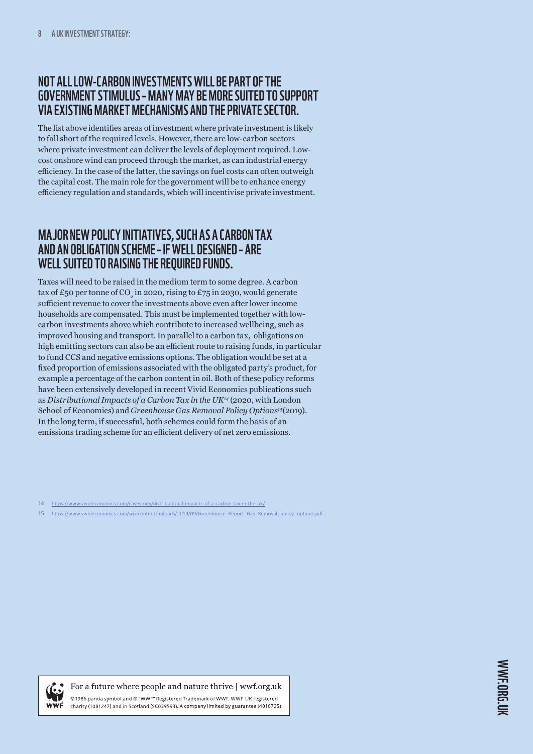## NOT ALL LOW-CARBON INVESTMENTS WILL BE PART OF THE GOVERNMENT STIMULUS – MANY MAY BE MORE SUITED TO SUPPORT VIA EXISTING MARKET MECHANISMS AND THE PRIVATE SECTOR.

The list above identifies areas of investment where private investment is likely to fall short of the required levels. However, there are low-carbon sectors where private investment can deliver the levels of deployment required. Low-cost onshore wind can proceed through the market, as can industrial energy efficiency. In the case of the latter, the savings on fuel costs can often outweigh the capital cost. The main role for the government will be to enhance energy efficiency regulation and standards, which will incentivise private investment.

## MAJOR NEW POLICY INITIATIVES, SUCH AS A CARBON TAX AND AN OBLIGATION SCHEME – IF WELL DESIGNED – ARE WELL SUITED TO RAISING THE REQUIRED FUNDS.

Taxes will need to be raised in the medium term to some degree. A carbon tax of £50 per tonne of $CO_2$ in 2020, rising to £75 in 2030, would generate sufficient revenue to cover the investments above even after lower income households are compensated. This must be implemented together with low-carbon investments above which contribute to increased wellbeing, such as improved housing and transport. In parallel to a carbon tax, obligations on high emitting sectors can also be an efficient route to raising funds, in particular to fund CCS and negative emissions options. The obligation would be set at a fixed proportion of emissions associated with the obligated party's product, for example a percentage of the carbon content in oil. Both of these policy reforms have been extensively developed in recent Vivid Economics publications such as *Distributional Impacts of a Carbon Tax in the UK*[14] (2020, with London School of Economics) and *Greenhouse Gas Removal Policy Options*[15] (2019). In the long term, if successful, both schemes could form the basis of an emissions trading scheme for an efficient delivery of net zero emissions.

14 https://www.vivideconomics.com/casestudy/distributional-impacts-of-a-carbon-tax-in-the-uk/

15 https://www.vivideconomics.com/wp-content/uploads/2019/09/Greenhouse_Report_Gas_Removal_policy_options.pdf

For a future where people and nature thrive | wwf.org.uk

©1986 panda symbol and ® "WWF" Registered Trademark of WWF. WWF-UK registered charity (1081247) and in Scotland (SC039593). A company limited by guarantee (4016725)